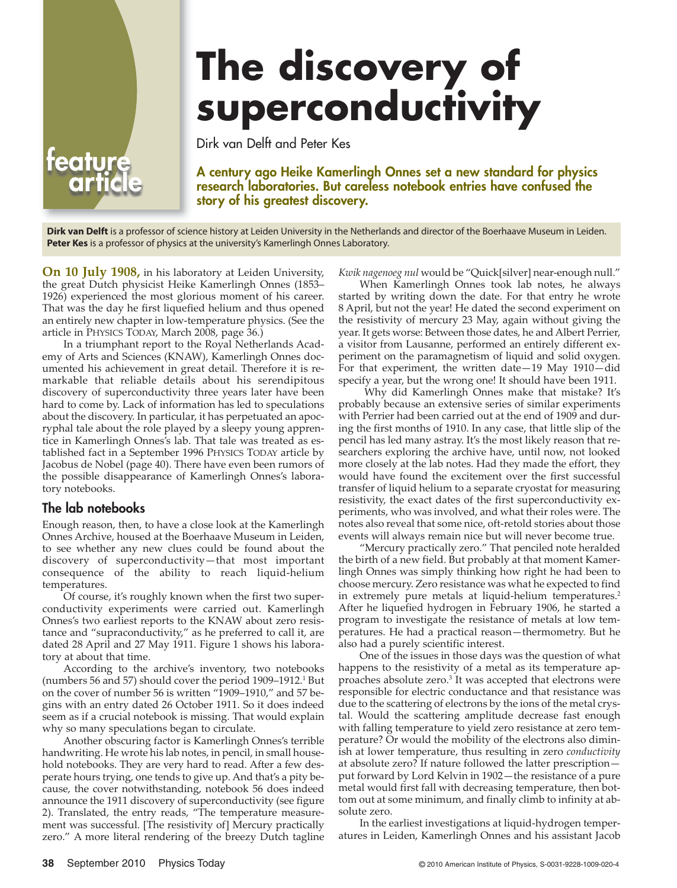feature article

# The discovery of superconductivity

Dirk van Delft and Peter Kes

**A century ago Heike Kamerlingh Onnes set a new standard for physics research laboratories. But careless notebook entries have confused the story of his greatest discovery.**

**Dirk van Delft** is a professor of science history at Leiden University in the Netherlands and director of the Boerhaave Museum in Leiden. **Peter Kes** is a professor of physics at the university's Kamerlingh Onnes Laboratory.

**On 10 July 1908,** in his laboratory at Leiden University, the great Dutch physicist Heike Kamerlingh Onnes (1853–1926) experienced the most glorious moment of his career. That was the day he first liquefied helium and thus opened an entirely new chapter in low-temperature physics. (See the article in PHYSICS TODAY, March 2008, page 36.)

In a triumphant report to the Royal Netherlands Academy of Arts and Sciences (KNAW), Kamerlingh Onnes documented his achievement in great detail. Therefore it is remarkable that reliable details about his serendipitous discovery of superconductivity three years later have been hard to come by. Lack of information has led to speculations about the discovery. In particular, it has perpetuated an apocryphal tale about the role played by a sleepy young apprentice in Kamerlingh Onnes's lab. That tale was treated as established fact in a September 1996 PHYSICS TODAY article by Jacobus de Nobel (page 40). There have even been rumors of the possible disappearance of Kamerlingh Onnes's laboratory notebooks.

## The lab notebooks

Enough reason, then, to have a close look at the Kamerlingh Onnes Archive, housed at the Boerhaave Museum in Leiden, to see whether any new clues could be found about the discovery of superconductivity—that most important consequence of the ability to reach liquid-helium temperatures.

Of course, it's roughly known when the first two superconductivity experiments were carried out. Kamerlingh Onnes's two earliest reports to the KNAW about zero resistance and "supraconductivity," as he preferred to call it, are dated 28 April and 27 May 1911. Figure 1 shows his laboratory at about that time.

According to the archive's inventory, two notebooks (numbers 56 and 57) should cover the period 1909–1912.[1] But on the cover of number 56 is written "1909–1910," and 57 begins with an entry dated 26 October 1911. So it does indeed seem as if a crucial notebook is missing. That would explain why so many speculations began to circulate.

Another obscuring factor is Kamerlingh Onnes's terrible handwriting. He wrote his lab notes, in pencil, in small household notebooks. They are very hard to read. After a few desperate hours trying, one tends to give up. And that's a pity because, the cover notwithstanding, notebook 56 does indeed announce the 1911 discovery of superconductivity (see figure 2). Translated, the entry reads, "The temperature measurement was successful. [The resistivity of] Mercury practically zero." A more literal rendering of the breezy Dutch tagline *Kwik nagenoeg nul* would be "Quick[silver] near-enough null."

When Kamerlingh Onnes took lab notes, he always started by writing down the date. For that entry he wrote 8 April, but not the year! He dated the second experiment on the resistivity of mercury 23 May, again without giving the year. It gets worse: Between those dates, he and Albert Perrier, a visitor from Lausanne, performed an entirely different experiment on the paramagnetism of liquid and solid oxygen. For that experiment, the written date—19 May 1910—did specify a year, but the wrong one! It should have been 1911.

Why did Kamerlingh Onnes make that mistake? It's probably because an extensive series of similar experiments with Perrier had been carried out at the end of 1909 and during the first months of 1910. In any case, that little slip of the pencil has led many astray. It's the most likely reason that researchers exploring the archive have, until now, not looked more closely at the lab notes. Had they made the effort, they would have found the excitement over the first successful transfer of liquid helium to a separate cryostat for measuring resistivity, the exact dates of the first superconductivity experiments, who was involved, and what their roles were. The notes also reveal that some nice, oft-retold stories about those events will always remain nice but will never become true.

"Mercury practically zero." That penciled note heralded the birth of a new field. But probably at that moment Kamerlingh Onnes was simply thinking how right he had been to choose mercury. Zero resistance was what he expected to find in extremely pure metals at liquid-helium temperatures.[2] After he liquefied hydrogen in February 1906, he started a program to investigate the resistance of metals at low temperatures. He had a practical reason—thermometry. But he also had a purely scientific interest.

One of the issues in those days was the question of what happens to the resistivity of a metal as its temperature approaches absolute zero.[3] It was accepted that electrons were responsible for electric conductance and that resistance was due to the scattering of electrons by the ions of the metal crystal. Would the scattering amplitude decrease fast enough with falling temperature to yield zero resistance at zero temperature? Or would the mobility of the electrons also diminish at lower temperature, thus resulting in zero *conductivity* at absolute zero? If nature followed the latter prescription—put forward by Lord Kelvin in 1902—the resistance of a pure metal would first fall with decreasing temperature, then bottom out at some minimum, and finally climb to infinity at absolute zero.

In the earliest investigations at liquid-hydrogen temperatures in Leiden, Kamerlingh Onnes and his assistant Jacob

© 2010 American Institute of Physics, S-0031-9228-1009-020-4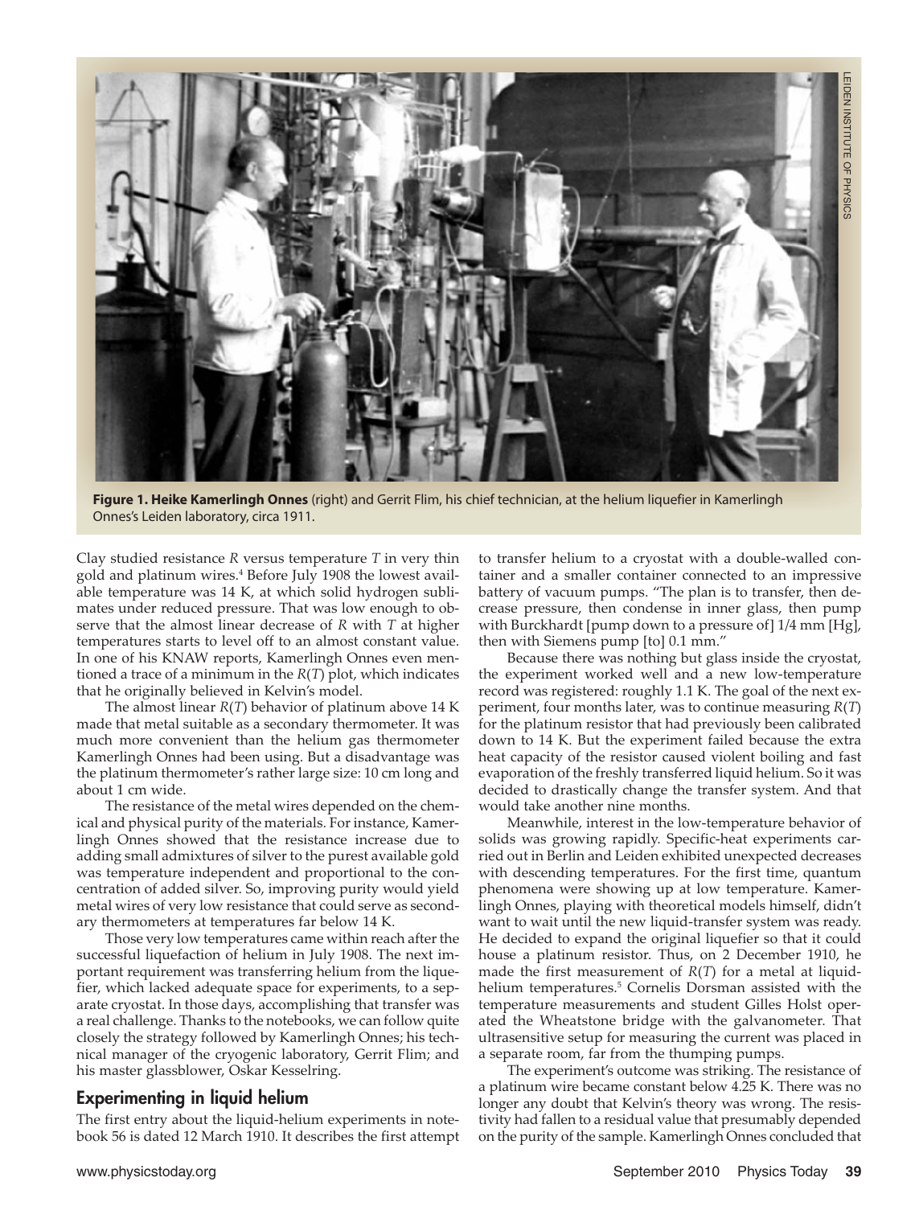**Figure 1. Heike Kamerlingh Onnes** (right) and Gerrit Flim, his chief technician, at the helium liquefier in Kamerlingh Onnes's Leiden laboratory, circa 1911.

Clay studied resistance $R$ versus temperature $T$ in very thin gold and platinum wires.[4] Before July 1908 the lowest available temperature was 14 K, at which solid hydrogen sublimates under reduced pressure. That was low enough to observe that the almost linear decrease of $R$ with $T$ at higher temperatures starts to level off to an almost constant value. In one of his KNAW reports, Kamerlingh Onnes even mentioned a trace of a minimum in the $R(T)$ plot, which indicates that he originally believed in Kelvin's model.

The almost linear $R(T)$ behavior of platinum above 14 K made that metal suitable as a secondary thermometer. It was much more convenient than the helium gas thermometer Kamerlingh Onnes had been using. But a disadvantage was the platinum thermometer's rather large size: 10 cm long and about 1 cm wide.

The resistance of the metal wires depended on the chemical and physical purity of the materials. For instance, Kamerlingh Onnes showed that the resistance increase due to adding small admixtures of silver to the purest available gold was temperature independent and proportional to the concentration of added silver. So, improving purity would yield metal wires of very low resistance that could serve as secondary thermometers at temperatures far below 14 K.

Those very low temperatures came within reach after the successful liquefaction of helium in July 1908. The next important requirement was transferring helium from the liquefier, which lacked adequate space for experiments, to a separate cryostat. In those days, accomplishing that transfer was a real challenge. Thanks to the notebooks, we can follow quite closely the strategy followed by Kamerlingh Onnes; his technical manager of the cryogenic laboratory, Gerrit Flim; and his master glassblower, Oskar Kesselring.

## Experimenting in liquid helium

The first entry about the liquid-helium experiments in notebook 56 is dated 12 March 1910. It describes the first attempt to transfer helium to a cryostat with a double-walled container and a smaller container connected to an impressive battery of vacuum pumps. "The plan is to transfer, then decrease pressure, then condense in inner glass, then pump with Burckhardt [pump down to a pressure of] 1/4 mm [Hg], then with Siemens pump [to] 0.1 mm."

Because there was nothing but glass inside the cryostat, the experiment worked well and a new low-temperature record was registered: roughly 1.1 K. The goal of the next experiment, four months later, was to continue measuring $R(T)$ for the platinum resistor that had previously been calibrated down to 14 K. But the experiment failed because the extra heat capacity of the resistor caused violent boiling and fast evaporation of the freshly transferred liquid helium. So it was decided to drastically change the transfer system. And that would take another nine months.

Meanwhile, interest in the low-temperature behavior of solids was growing rapidly. Specific-heat experiments carried out in Berlin and Leiden exhibited unexpected decreases with descending temperatures. For the first time, quantum phenomena were showing up at low temperature. Kamerlingh Onnes, playing with theoretical models himself, didn't want to wait until the new liquid-transfer system was ready. He decided to expand the original liquefier so that it could house a platinum resistor. Thus, on 2 December 1910, he made the first measurement of $R(T)$ for a metal at liquid-helium temperatures.[5] Cornelis Dorsman assisted with the temperature measurements and student Gilles Holst operated the Wheatstone bridge with the galvanometer. That ultrasensitive setup for measuring the current was placed in a separate room, far from the thumping pumps.

The experiment's outcome was striking. The resistance of a platinum wire became constant below 4.25 K. There was no longer any doubt that Kelvin's theory was wrong. The resistivity had fallen to a residual value that presumably depended on the purity of the sample. Kamerlingh Onnes concluded that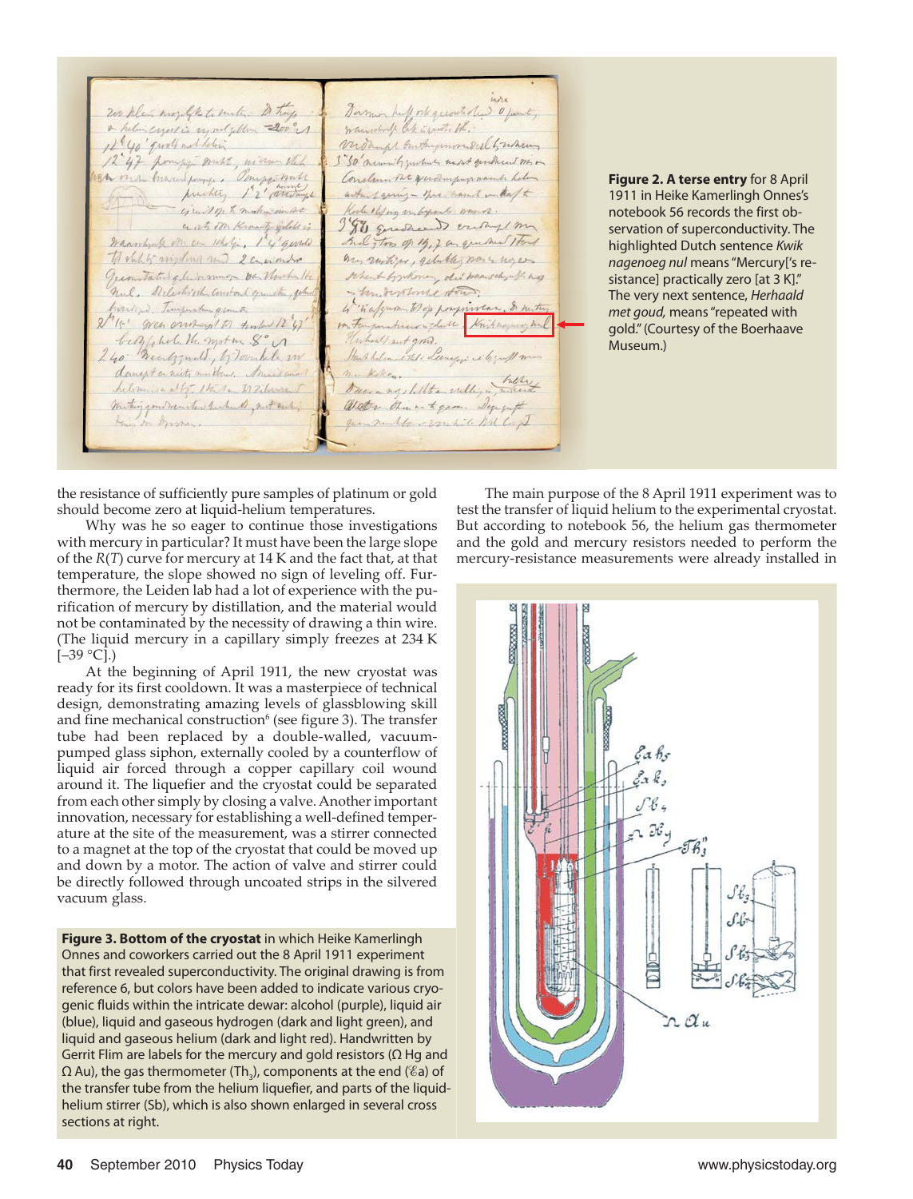**Figure 2. A terse entry** for 8 April 1911 in Heike Kamerlingh Onnes's notebook 56 records the first observation of superconductivity. The highlighted Dutch sentence *Kwik nagenoeg nul* means "Mercury['s resistance] practically zero [at 3 K]." The very next sentence, *Herhaald met goud,* means "repeated with gold." (Courtesy of the Boerhaave Museum.)

the resistance of sufficiently pure samples of platinum or gold should become zero at liquid-helium temperatures.

Why was he so eager to continue those investigations with mercury in particular? It must have been the large slope of the $R(T)$ curve for mercury at 14 K and the fact that, at that temperature, the slope showed no sign of leveling off. Furthermore, the Leiden lab had a lot of experience with the purification of mercury by distillation, and the material would not be contaminated by the necessity of drawing a thin wire. (The liquid mercury in a capillary simply freezes at 234 K [−39 °C].)

At the beginning of April 1911, the new cryostat was ready for its first cooldown. It was a masterpiece of technical design, demonstrating amazing levels of glassblowing skill and fine mechanical construction[6] (see figure 3). The transfer tube had been replaced by a double-walled, vacuum-pumped glass siphon, externally cooled by a counterflow of liquid air forced through a copper capillary coil wound around it. The liquefier and the cryostat could be separated from each other simply by closing a valve. Another important innovation, necessary for establishing a well-defined temperature at the site of the measurement, was a stirrer connected to a magnet at the top of the cryostat that could be moved up and down by a motor. The action of valve and stirrer could be directly followed through uncoated strips in the silvered vacuum glass.

**Figure 3. Bottom of the cryostat** in which Heike Kamerlingh Onnes and coworkers carried out the 8 April 1911 experiment that first revealed superconductivity. The original drawing is from reference 6, but colors have been added to indicate various cryogenic fluids within the intricate dewar: alcohol (purple), liquid air (blue), liquid and gaseous hydrogen (dark and light green), and liquid and gaseous helium (dark and light red). Handwritten by Gerrit Flim are labels for the mercury and gold resistors (Ω Hg and Ω Au), the gas thermometer ($Th_3$), components at the end (ℰa) of the transfer tube from the helium liquefier, and parts of the liquid-helium stirrer (Sb), which is also shown enlarged in several cross sections at right.

The main purpose of the 8 April 1911 experiment was to test the transfer of liquid helium to the experimental cryostat. But according to notebook 56, the helium gas thermometer and the gold and mercury resistors needed to perform the mercury-resistance measurements were already installed in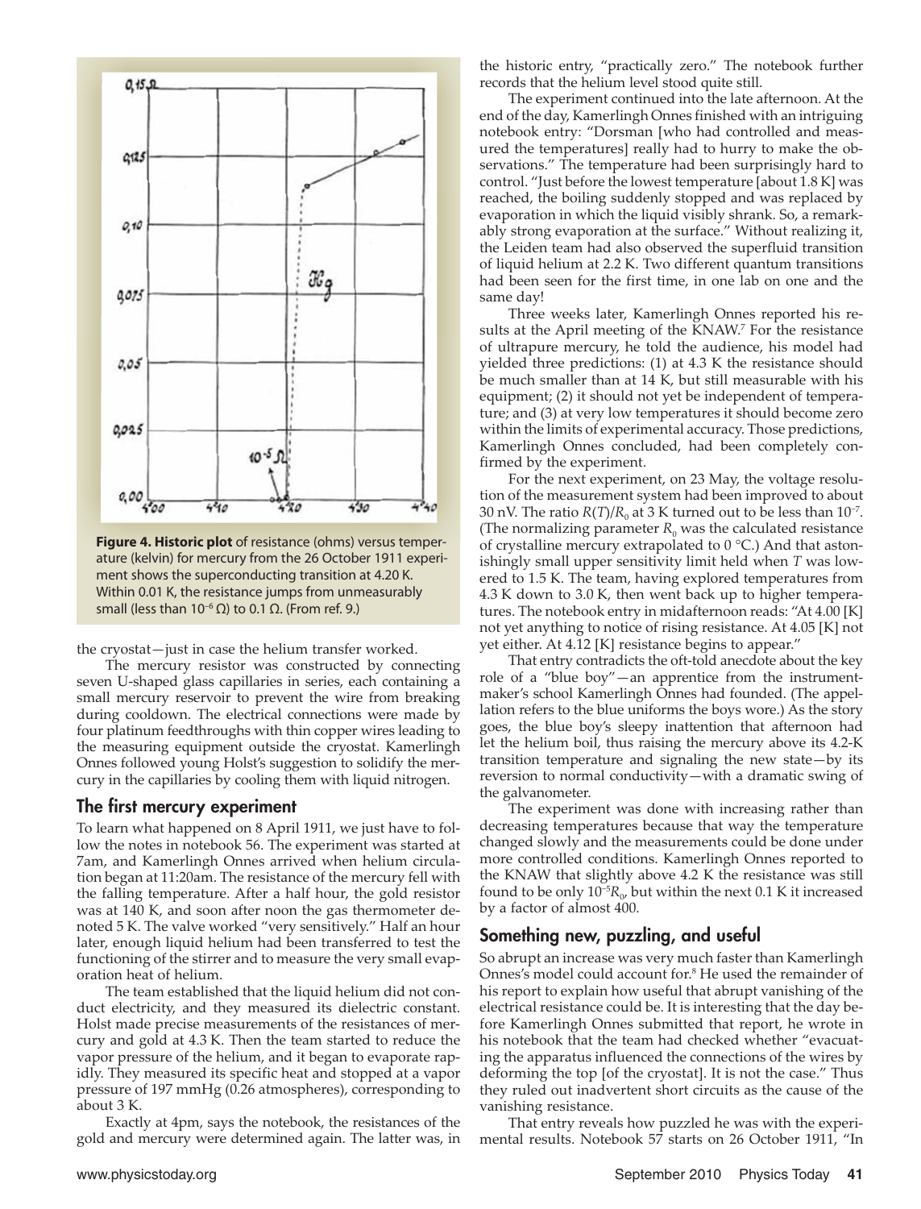**Figure 4. Historic plot** of resistance (ohms) versus temperature (kelvin) for mercury from the 26 October 1911 experiment shows the superconducting transition at 4.20 K. Within 0.01 K, the resistance jumps from unmeasurably small (less than $10^{-6}$ Ω) to 0.1 Ω. (From ref. 9.)

the cryostat—just in case the helium transfer worked.

The mercury resistor was constructed by connecting seven U-shaped glass capillaries in series, each containing a small mercury reservoir to prevent the wire from breaking during cooldown. The electrical connections were made by four platinum feedthroughs with thin copper wires leading to the measuring equipment outside the cryostat. Kamerlingh Onnes followed young Holst's suggestion to solidify the mercury in the capillaries by cooling them with liquid nitrogen.

## The first mercury experiment

To learn what happened on 8 April 1911, we just have to follow the notes in notebook 56. The experiment was started at 7am, and Kamerlingh Onnes arrived when helium circulation began at 11:20am. The resistance of the mercury fell with the falling temperature. After a half hour, the gold resistor was at 140 K, and soon after noon the gas thermometer denoted 5 K. The valve worked "very sensitively." Half an hour later, enough liquid helium had been transferred to test the functioning of the stirrer and to measure the very small evaporation heat of helium.

The team established that the liquid helium did not conduct electricity, and they measured its dielectric constant. Holst made precise measurements of the resistances of mercury and gold at 4.3 K. Then the team started to reduce the vapor pressure of the helium, and it began to evaporate rapidly. They measured its specific heat and stopped at a vapor pressure of 197 mmHg (0.26 atmospheres), corresponding to about 3 K.

Exactly at 4pm, says the notebook, the resistances of the gold and mercury were determined again. The latter was, in the historic entry, "practically zero." The notebook further records that the helium level stood quite still.

The experiment continued into the late afternoon. At the end of the day, Kamerlingh Onnes finished with an intriguing notebook entry: "Dorsman [who had controlled and measured the temperatures] really had to hurry to make the observations." The temperature had been surprisingly hard to control. "Just before the lowest temperature [about 1.8 K] was reached, the boiling suddenly stopped and was replaced by evaporation in which the liquid visibly shrank. So, a remarkably strong evaporation at the surface." Without realizing it, the Leiden team had also observed the superfluid transition of liquid helium at 2.2 K. Two different quantum transitions had been seen for the first time, in one lab on one and the same day!

Three weeks later, Kamerlingh Onnes reported his results at the April meeting of the KNAW.[7] For the resistance of ultrapure mercury, he told the audience, his model had yielded three predictions: (1) at 4.3 K the resistance should be much smaller than at 14 K, but still measurable with his equipment; (2) it should not yet be independent of temperature; and (3) at very low temperatures it should become zero within the limits of experimental accuracy. Those predictions, Kamerlingh Onnes concluded, had been completely confirmed by the experiment.

For the next experiment, on 23 May, the voltage resolution of the measurement system had been improved to about 30 nV. The ratio $R(T)/R_0$ at 3 K turned out to be less than $10^{-7}$. (The normalizing parameter $R_0$ was the calculated resistance of crystalline mercury extrapolated to 0 °C.) And that astonishingly small upper sensitivity limit held when $T$ was lowered to 1.5 K. The team, having explored temperatures from 4.3 K down to 3.0 K, then went back up to higher temperatures. The notebook entry in midafternoon reads: "At 4.00 [K] not yet anything to notice of rising resistance. At 4.05 [K] not yet either. At 4.12 [K] resistance begins to appear."

That entry contradicts the oft-told anecdote about the key role of a "blue boy"—an apprentice from the instrument-maker's school Kamerlingh Onnes had founded. (The appellation refers to the blue uniforms the boys wore.) As the story goes, the blue boy's sleepy inattention that afternoon had let the helium boil, thus raising the mercury above its 4.2-K transition temperature and signaling the new state—by its reversion to normal conductivity—with a dramatic swing of the galvanometer.

The experiment was done with increasing rather than decreasing temperatures because that way the temperature changed slowly and the measurements could be done under more controlled conditions. Kamerlingh Onnes reported to the KNAW that slightly above 4.2 K the resistance was still found to be only $10^{-5}R_0$, but within the next 0.1 K it increased by a factor of almost 400.

## Something new, puzzling, and useful

So abrupt an increase was very much faster than Kamerlingh Onnes's model could account for.[8] He used the remainder of his report to explain how useful that abrupt vanishing of the electrical resistance could be. It is interesting that the day before Kamerlingh Onnes submitted that report, he wrote in his notebook that the team had checked whether "evacuating the apparatus influenced the connections of the wires by deforming the top [of the cryostat]. It is not the case." Thus they ruled out inadvertent short circuits as the cause of the vanishing resistance.

That entry reveals how puzzled he was with the experimental results. Notebook 57 starts on 26 October 1911, "In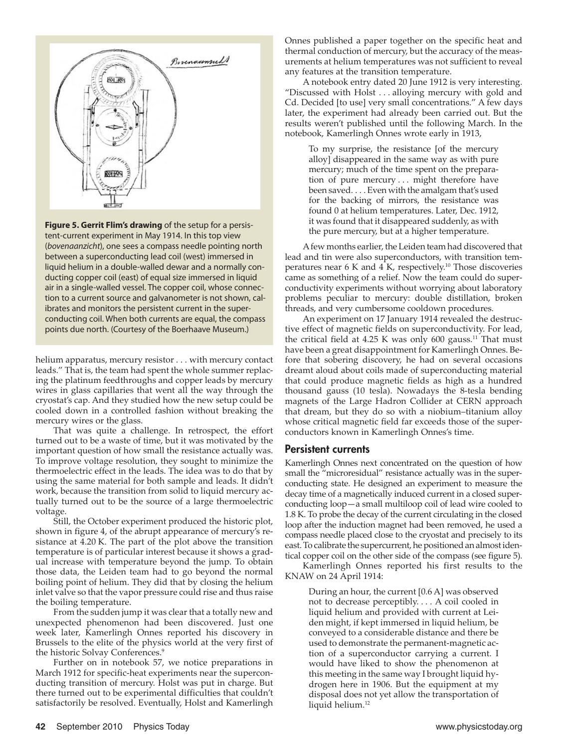**Figure 5. Gerrit Flim's drawing** of the setup for a persistent-current experiment in May 1914. In this top view (*bovenaanzicht*), one sees a compass needle pointing north between a superconducting lead coil (west) immersed in liquid helium in a double-walled dewar and a normally conducting copper coil (east) of equal size immersed in liquid air in a single-walled vessel. The copper coil, whose connection to a current source and galvanometer is not shown, calibrates and monitors the persistent current in the superconducting coil. When both currents are equal, the compass points due north. (Courtesy of the Boerhaave Museum.)

helium apparatus, mercury resistor . . . with mercury contact leads." That is, the team had spent the whole summer replacing the platinum feedthroughs and copper leads by mercury wires in glass capillaries that went all the way through the cryostat's cap. And they studied how the new setup could be cooled down in a controlled fashion without breaking the mercury wires or the glass.

That was quite a challenge. In retrospect, the effort turned out to be a waste of time, but it was motivated by the important question of how small the resistance actually was. To improve voltage resolution, they sought to minimize the thermoelectric effect in the leads. The idea was to do that by using the same material for both sample and leads. It didn't work, because the transition from solid to liquid mercury actually turned out to be the source of a large thermoelectric voltage.

Still, the October experiment produced the historic plot, shown in figure 4, of the abrupt appearance of mercury's resistance at 4.20 K. The part of the plot above the transition temperature is of particular interest because it shows a gradual increase with temperature beyond the jump. To obtain those data, the Leiden team had to go beyond the normal boiling point of helium. They did that by closing the helium inlet valve so that the vapor pressure could rise and thus raise the boiling temperature.

From the sudden jump it was clear that a totally new and unexpected phenomenon had been discovered. Just one week later, Kamerlingh Onnes reported his discovery in Brussels to the elite of the physics world at the very first of the historic Solvay Conferences.[9]

Further on in notebook 57, we notice preparations in March 1912 for specific-heat experiments near the superconducting transition of mercury. Holst was put in charge. But there turned out to be experimental difficulties that couldn't satisfactorily be resolved. Eventually, Holst and Kamerlingh Onnes published a paper together on the specific heat and thermal conduction of mercury, but the accuracy of the measurements at helium temperatures was not sufficient to reveal any features at the transition temperature.

A notebook entry dated 20 June 1912 is very interesting. "Discussed with Holst . . . alloying mercury with gold and Cd. Decided [to use] very small concentrations." A few days later, the experiment had already been carried out. But the results weren't published until the following March. In the notebook, Kamerlingh Onnes wrote early in 1913,

> To my surprise, the resistance [of the mercury alloy] disappeared in the same way as with pure mercury; much of the time spent on the preparation of pure mercury . . . might therefore have been saved. . . . Even with the amalgam that's used for the backing of mirrors, the resistance was found 0 at helium temperatures. Later, Dec. 1912, it was found that it disappeared suddenly, as with the pure mercury, but at a higher temperature.

A few months earlier, the Leiden team had discovered that lead and tin were also superconductors, with transition temperatures near 6 K and 4 K, respectively.[10] Those discoveries came as something of a relief. Now the team could do superconductivity experiments without worrying about laboratory problems peculiar to mercury: double distillation, broken threads, and very cumbersome cooldown procedures.

An experiment on 17 January 1914 revealed the destructive effect of magnetic fields on superconductivity. For lead, the critical field at 4.25 K was only 600 gauss.[11] That must have been a great disappointment for Kamerlingh Onnes. Before that sobering discovery, he had on several occasions dreamt aloud about coils made of superconducting material that could produce magnetic fields as high as a hundred thousand gauss (10 tesla). Nowadays the 8-tesla bending magnets of the Large Hadron Collider at CERN approach that dream, but they do so with a niobium–titanium alloy whose critical magnetic field far exceeds those of the superconductors known in Kamerlingh Onnes's time.

## Persistent currents

Kamerlingh Onnes next concentrated on the question of how small the "microresidual" resistance actually was in the superconducting state. He designed an experiment to measure the decay time of a magnetically induced current in a closed superconducting loop—a small multiloop coil of lead wire cooled to 1.8 K. To probe the decay of the current circulating in the closed loop after the induction magnet had been removed, he used a compass needle placed close to the cryostat and precisely to its east. To calibrate the supercurrent, he positioned an almost identical copper coil on the other side of the compass (see figure 5).

Kamerlingh Onnes reported his first results to the KNAW on 24 April 1914:

> During an hour, the current [0.6 A] was observed not to decrease perceptibly. . . . A coil cooled in liquid helium and provided with current at Leiden might, if kept immersed in liquid helium, be conveyed to a considerable distance and there be used to demonstrate the permanent-magnetic action of a superconductor carrying a current. I would have liked to show the phenomenon at this meeting in the same way I brought liquid hydrogen here in 1906. But the equipment at my disposal does not yet allow the transportation of liquid helium.[12]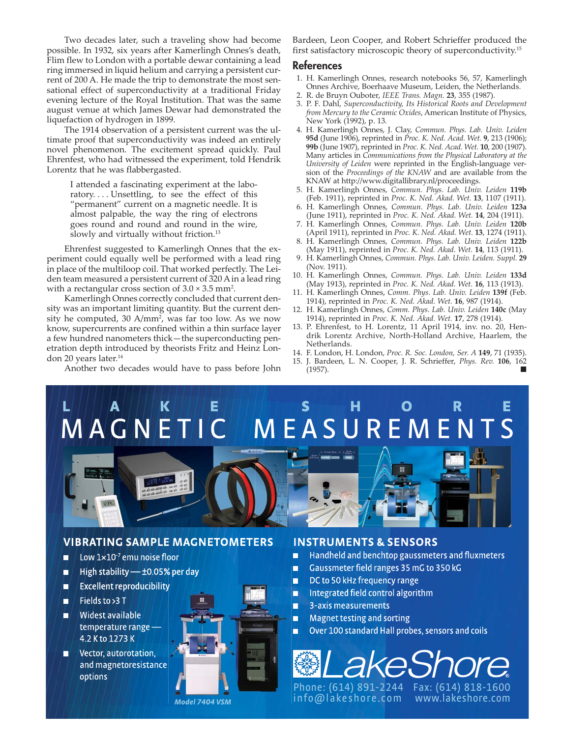Two decades later, such a traveling show had become possible. In 1932, six years after Kamerlingh Onnes's death, Flim flew to London with a portable dewar containing a lead ring immersed in liquid helium and carrying a persistent current of 200 A. He made the trip to demonstrate the most sensational effect of superconductivity at a traditional Friday evening lecture of the Royal Institution. That was the same august venue at which James Dewar had demonstrated the liquefaction of hydrogen in 1899.

The 1914 observation of a persistent current was the ultimate proof that superconductivity was indeed an entirely novel phenomenon. The excitement spread quickly. Paul Ehrenfest, who had witnessed the experiment, told Hendrik Lorentz that he was flabbergasted.

> I attended a fascinating experiment at the laboratory. . . . Unsettling, to see the effect of this "permanent" current on a magnetic needle. It is almost palpable, the way the ring of electrons goes round and round and round in the wire, slowly and virtually without friction.[13]

Ehrenfest suggested to Kamerlingh Onnes that the experiment could equally well be performed with a lead ring in place of the multiloop coil. That worked perfectly. The Leiden team measured a persistent current of 320 A in a lead ring with a rectangular cross section of 3.0 × 3.5 mm$^2$.

Kamerlingh Onnes correctly concluded that current density was an important limiting quantity. But the current density he computed, 30 A/mm$^2$, was far too low. As we now know, supercurrents are confined within a thin surface layer a few hundred nanometers thick—the superconducting penetration depth introduced by theorists Fritz and Heinz London 20 years later.[14]

Another two decades would have to pass before John Bardeen, Leon Cooper, and Robert Schrieffer produced the first satisfactory microscopic theory of superconductivity.[15]

## References

1. H. Kamerlingh Onnes, research notebooks 56, 57, Kamerlingh Onnes Archive, Boerhaave Museum, Leiden, the Netherlands.
2. R. de Bruyn Ouboter, *IEEE Trans. Magn.* **23**, 355 (1987).
3. P. F. Dahl, *Superconductivity, Its Historical Roots and Development from Mercury to the Ceramic Oxides*, American Institute of Physics, New York (1992), p. 13.
4. H. Kamerlingh Onnes, J. Clay, *Commun. Phys. Lab. Univ. Leiden* **95d** (June 1906), reprinted in *Proc. K. Ned. Acad. Wet.* **9**, 213 (1906); **99b** (June 1907), reprinted in *Proc. K. Ned. Acad. Wet.* **10**, 200 (1907). Many articles in *Communications from the Physical Laboratory at the University of Leiden* were reprinted in the English-language version of the *Proceedings of the KNAW* and are available from the KNAW at http://www.digitallibrary.nl/proceedings.
5. H. Kamerlingh Onnes, *Commun. Phys. Lab. Univ. Leiden* **119b** (Feb. 1911), reprinted in *Proc. K. Ned. Akad. Wet.* **13**, 1107 (1911).
6. H. Kamerlingh Onnes, *Commun. Phys. Lab. Univ. Leiden* **123a** (June 1911), reprinted in *Proc. K. Ned. Akad. Wet.* **14**, 204 (1911).
7. H. Kamerlingh Onnes, *Commun. Phys. Lab. Univ. Leiden* **120b** (April 1911), reprinted in *Proc. K. Ned. Akad. Wet.* **13**, 1274 (1911).
8. H. Kamerlingh Onnes, *Commun. Phys. Lab. Univ. Leiden* **122b** (May 1911), reprinted in *Proc. K. Ned. Akad. Wet.* **14**, 113 (1911).
9. H. Kamerlingh Onnes, *Commun. Phys. Lab. Univ. Leiden. Suppl.* **29** (Nov. 1911).
10. H. Kamerlingh Onnes, *Commun. Phys. Lab. Univ. Leiden* **133d** (May 1913), reprinted in *Proc. K. Ned. Akad. Wet.* **16**, 113 (1913).
11. H. Kamerlingh Onnes, *Comm. Phys. Lab. Univ. Leiden* **139f** (Feb. 1914), reprinted in *Proc. K. Ned. Akad. Wet.* **16**, 987 (1914).
12. H. Kamerlingh Onnes, *Comm. Phys. Lab. Univ. Leiden* **140c** (May 1914), reprinted in *Proc. K. Ned. Akad. Wet.* **17**, 278 (1914).
13. P. Ehrenfest, to H. Lorentz, 11 April 1914, inv. no. 20, Hendrik Lorentz Archive, North-Holland Archive, Haarlem, the Netherlands.
14. F. London, H. London, *Proc. R. Soc. London, Ser. A* **149**, 71 (1935).
15. J. Bardeen, L. N. Cooper, J. R. Schrieffer, *Phys. Rev.* **106**, 162 (1957).

LAKE SHORE
MAGNETIC MEASUREMENTS

VIBRATING SAMPLE MAGNETOMETERS
- Low 1×10$^{-7}$ emu noise floor
- High stability — ±0.05% per day
- Excellent reproducibility
- Fields to >3 T
- Widest available temperature range — 4.2 K to 1273 K
- Vector, autorotation, and magnetoresistance options

Model 7404 VSM

INSTRUMENTS & SENSORS
- Handheld and benchtop gaussmeters and fluxmeters
- Gaussmeter field ranges 35 mG to 350 kG
- DC to 50 kHz frequency range
- Integrated field control algorithm
- 3-axis measurements
- Magnet testing and sorting
- Over 100 standard Hall probes, sensors and coils

LakeShore
Phone: (614) 891-2244 Fax: (614) 818-1600
info@lakeshore.com www.lakeshore.com